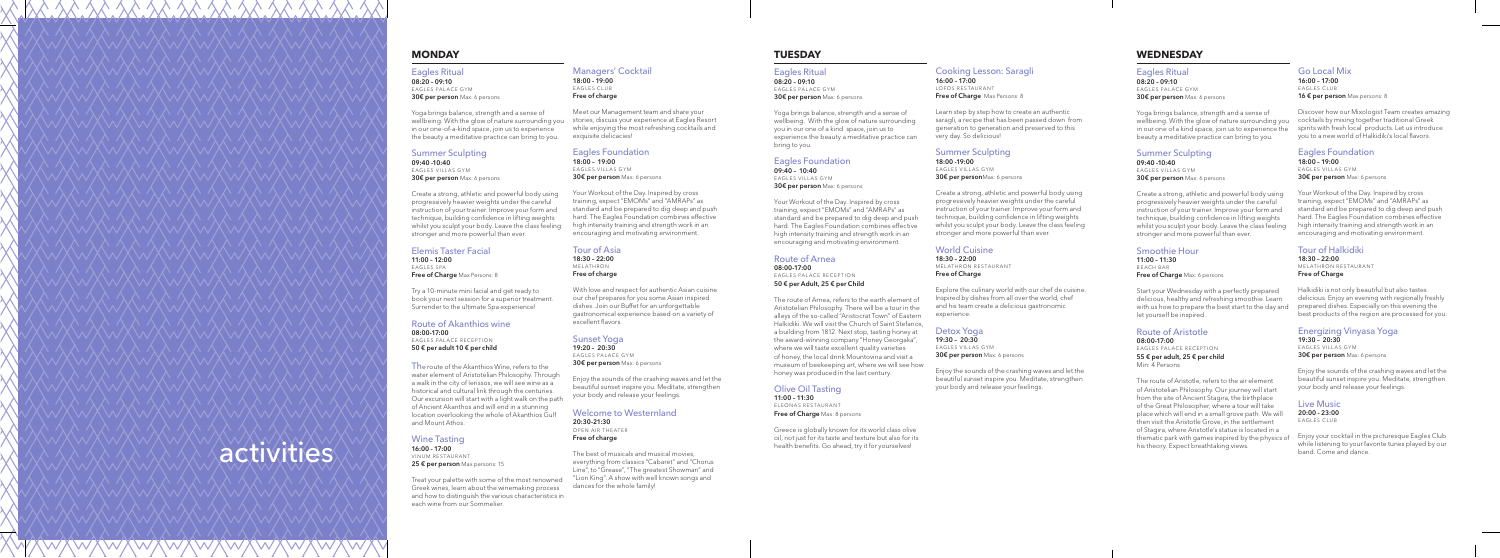# activities

## MONDAY

### Eagles Ritual
**08:20 - 09:10**
EAGLES PALACE GYM
**30€ per person** Max: 6 persons

Yoga brings balance, strength and a sense of wellbeing. With the glow of nature surrounding you in our one-of-a-kind space, join us to experience the beauty a meditative practice can bring to you.

### Summer Sculpting
**09:40 -10:40**
EAGLES VILLAS GYM
**30€ per person** Max: 6 persons

Create a strong, athletic and powerful body using progressively heavier weights under the careful instruction of your trainer. Improve your form and technique, building confidence in lifting weights whilst you sculpt your body. Leave the class feeling stronger and more powerful than ever.

### Elemis Taster Facial
**11:00 - 12:00**
EAGLES SPA
**Free of Charge** Max Persons: 8

Try a 10-minute mini facial and get ready to book your next session for a superior treatment. Surrender to the ultimate Spa experience!

### Route of Akanthios wine
**08:00-17:00**
EAGLES PALACE RECEPTION
**50 € per adult 10 € per child**

The route of the Akanthios Wine, refers to the water element of Aristotelian Philosophy. Through a walk in the city of Ierissos, we will see wine as a historical and cultural link through the centuries. Our excursion will start with a light walk on the path of Ancient Akanthos and will end in a stunning location overlooking the whole of Akanthios Gulf and Mount Athos.

### Wine Tasting
**16:00 - 17:00**
VINUM RESTAURANT
**25 € per person** Max persons: 15

Treat your palette with some of the most renowned Greek wines, learn about the winemaking process and how to distinguish the various characteristics in each wine from our Sommelier.

### Managers' Cocktail
**18:00 - 19:00**
EAGLES CLUB
**Free of charge**

Meet our Management team and share your stories, discuss your experience at Eagles Resort while enjoying the most refreshing cocktails and exquisite delicacies!

### Eagles Foundation
**18:00 – 19:00**
EAGLES VILLAS GYM
**30€ per person** Max: 6 persons

Your Workout of the Day. Inspired by cross training, expect "EMOMs" and "AMRAPs" as standard and be prepared to dig deep and push hard. The Eagles Foundation combines effective high intensity training and strength work in an encouraging and motivating environment.

### Tour of Asia
**18:30 – 22:00**
MELATHRON
**Free of charge**

With love and respect for authentic Asian cuisine our chef prepares for you some Asian inspired dishes. Join our Buffet for an unforgettable gastronomical experience based on a variety of excellent flavors.

### Sunset Yoga
**19:20 - 20:30**
EAGLES PALACE GYM
**30€ per person** Max: 6 persons

Enjoy the sounds of the crashing waves and let the beautiful sunset inspire you. Meditate, strengthen your body and release your feelings.

### Welcome to Westernland
**20:30-21:30**
OPEN AIR THEATER
**Free of charge**

The best of musicals and musical movies, everything from classics "Cabaret" and "Chorus Line", to "Grease", "The greatest Showman" and "Lion King". A show with well known songs and dances for the whole family!

## TUESDAY

### Eagles Ritual
**08:20 - 09:10**
EAGLES PALACE GYM
**30€ per person** Max: 6 persons

Yoga brings balance, strength and a sense of wellbeing. With the glow of nature surrounding you in our one of a kind space, join us to experience the beauty a meditative practice can bring to you.

### Eagles Foundation
**09:40 – 10:40**
EAGLES VILLAS GYM
**30€ per person** Max: 6 persons

Your Workout of the Day. Inspired by cross training, expect "EMOMs" and "AMRAPs" as standard and be prepared to dig deep and push hard. The Eagles Foundation combines effective high intensity training and strength work in an encouraging and motivating environment.

### Route of Arnea
**08:00-17:00**
EAGLES PALACE RECEPTION
**50 € per Adult, 25 € per Child**

The route of Arnea, refers to the earth element of Aristotelian Philosophy. There will be a tour in the alleys of the so-called "Aristocrat Town" of Eastern Halkidiki. We will visit the Church of Saint Stefanos, a building from 1812. Next stop, tasting honey at the award-winning company "Honey Georgaka", where we will taste excellent quality varieties of honey, the local drink Mountovina and visit a museum of beekeeping art, where we will see how honey was produced in the last century.

### Olive Oil Tasting
**11:00 - 11:30**
ELEONAS RESTAURANT
**Free of Charge** Max: 8 persons

Greece is globally known for its world class olive oil, not just for its taste and texture but also for its health benefits. Go ahead, try it for yourselves!

### Cooking Lesson: Saragli
**16:00 - 17:00**
LOFOS RESTAURANT
**Free of Charge** Max Persons: 8

Learn step by step how to create an authentic saragli, a recipe that has been passed down from generation to generation and preserved to this very day. So delicious!

### Summer Sculpting
**18:00 -19:00**
EAGLES VILLAS GYM
**30€ per person** Max: 6 persons

Create a strong, athletic and powerful body using progressively heavier weights under the careful instruction of your trainer. Improve your form and technique, building confidence in lifting weights whilst you sculpt your body. Leave the class feeling stronger and more powerful than ever.

### World Cuisine
**18:30 - 22:00**
MELATHRON RESTAURANT
**Free of Charge**

Explore the culinary world with our chef de cuisine. Inspired by dishes from all over the world, chef and his team create a delicious gastronomic experience.

### Detox Yoga
**19:30 – 20:30**
EAGLES VILLAS GYM
**30€ per person** Max: 6 persons

Enjoy the sounds of the crashing waves and let the beautiful sunset inspire you. Meditate, strengthen your body and release your feelings.

## WEDNESDAY

### Eagles Ritual
**08:20 - 09:10**
EAGLES PALACE GYM
**30€ per person** Max: 6 persons

Yoga brings balance, strength and a sense of wellbeing. With the glow of nature surrounding you in our one of a kind space, join us to experience the beauty a meditative practice can bring to you.

### Summer Sculpting
**09:40 -10:40**
EAGLES VILLAS GYM
**30€ per person** Max: 6 persons

Create a strong, athletic and powerful body using progressively heavier weights under the careful instruction of your trainer. Improve your form and technique, building confidence in lifting weights whilst you sculpt your body. Leave the class feeling stronger and more powerful than ever.

### Smoothie Hour
**11:00 – 11:30**
BEACH BAR
**Free of Charge** Max: 6 persons

Start your Wednesday with a perfectly prepared delicious, healthy and refreshing smoothie. Learn with us how to prepare the best start to the day and let yourself be inspired.

### Route of Aristotle
**08:00-17:00**
EAGLES PALACE RECEPTION
**55 € per adult, 25 € per child**
Min: 4 Persons

The route of Aristotle, refers to the air element of Aristotelian Philosophy. Our journey will start from the site of Ancient Stagira, the birthplace of the Great Philosopher, where a tour will take place which will end in a small grove path. We will then visit the Aristotle Grove, in the settlement of Stagira, where Aristotle's statue is located in a thematic park with games inspired by the physics of his theory. Expect breathtaking views.

### Go Local Mix
**16:00 – 17:00**
EAGLES CLUB
**16 € per person** Max persons: 8

Discover how our Mixologist Team creates amazing cocktails by mixing together traditional Greek spirits with fresh local products. Let us introduce you to a new world of Halkidiki's local flavors.

### Eagles Foundation
**18:00 – 19:00**
EAGLES VILLAS GYM
**30€ per person** Max: 6 persons

Your Workout of the Day. Inspired by cross training, expect "EMOMs" and "AMRAPs" as standard and be prepared to dig deep and push hard. The Eagles Foundation combines effective high intensity training and strength work in an encouraging and motivating environment.

### Tour of Halkidiki
**18:30 – 22:00**
MELATHRON RESTAURANT
**Free of Charge**

Halkidiki is not only beautiful but also tastes delicious. Enjoy an evening with regionally freshly prepared dishes. Especially on this evening the best products of the region are processed for you.

### Energizing Vinyasa Yoga
**19:30 – 20:30**
EAGLES VILLAS GYM
**30€ per person** Max: 6 persons

Enjoy the sounds of the crashing waves and let the beautiful sunset inspire you. Meditate, strengthen your body and release your feelings.

### Live Music
**20:00 - 23:00**
EAGLES CLUB

Enjoy your cocktail in the picturesque Eagles Club while listening to your favorite tunes played by our band. Come and dance.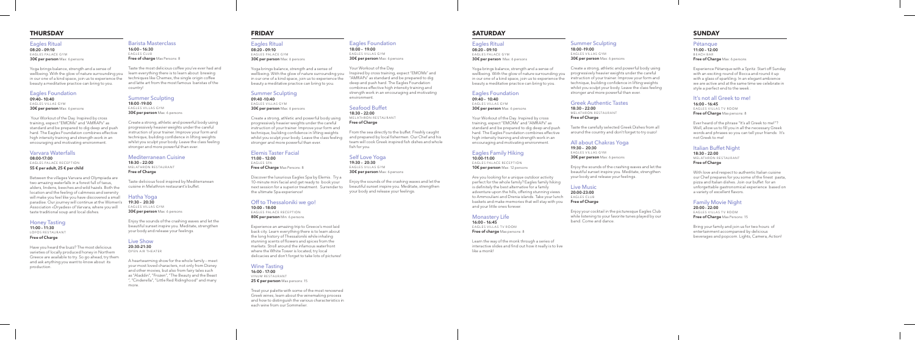## THURSDAY

### Eagles Ritual
**08:20 - 09:10**
EAGLES PALACE GYM
**30€ per person** Max: 6 persons

Yoga brings balance, strength and a sense of wellbeing. With the glow of nature surrounding you in our one of a kind space, join us to experience the beauty a meditative practice can bring to you.

### Eagles Foundation
**09:40- 10:40**
EAGLES VILLAS GYM
**30€ per person** Max: 6 persons

Your Workout of the Day. Inspired by cross training, expect "EMOMs" and "AMRAPs" as standard and be prepared to dig deep and push hard. The Eagles Foundation combines effective high intensity training and strength work in an encouraging and motivating environment.

### Varvara Waterfalls
**08:00-17:00**
EAGLES PALACE RECEPTION
**55 € per adult, 25 € per child**

Between the villages Varvara and Olympiada are two amazing waterfalls in a forest full of taxus, alders, lindens, beeches and wild hazels. Both the location and the feeling of calmness and serenity will make you feel like you have discovered a small paradise. Our journey will continue at the Women's Association «Dryades» of Varvara, where you will taste traditional soup and local dishes.

### Honey Tasting
**11:00 - 11:30**
LOFOS RESTAURANT
**Free of Charge**

Have you heard the buzz? The most delicious varieties of locally produced honey in Northern Greece are available to try. So go ahead, try them and ask anything you want to know about its production.

### Barista Masterclass
**16:00 - 16:30**
EAGLES CLUB
**Free of charge** Max Persons: 8

Taste the most delicious coffee you've ever had and learn everything there is to learn about brewing techniques like Chemex, the single origin coffee and latte art from the most famous baristas of the country!

### Summer Sculpting
**18:00 -19:00**
EAGLES VILLAS GYM
**30€ per person** Max: 6 persons

Create a strong, athletic and powerful body using progressively heavier weights under the careful instruction of your trainer. Improve your form and technique, building confidence in lifting weights whilst you sculpt your body. Leave the class feeling stronger and more powerful than ever.

### Mediterranean Cuisine
**18:30 - 22:00**
MELATHRON RESTAURANT
**Free of Charge**

Taste delicious food inspired by Mediterranean cuisine in Melathron restaurant's buffet.

### Hatha Yoga
**19:30 – 20:30**
EAGLES VILLAS GYM
**30€ per person** Max: 6 persons

Enjoy the sounds of the crashing waves and let the beautiful sunset inspire you. Meditate, strengthen your body and release your feelings.

### Live Show
**20:30-21:30**
OPEN AIR THEATER

A heartwarming show for the whole family - meet your most loved characters, not only from Disney and other movies, but also from fairy tales such as "Aladdin", "Frozen", "The Beauty and the Beast ", "Cinderella", "Little Red Ridinghood" and many more.

## FRIDAY

### Eagles Ritual
**08:20 - 09:10**
EAGLES PALACE GYM
**30€ per person** Max: 6 persons

Yoga brings balance, strength and a sense of wellbeing. With the glow of nature surrounding you in our one of a kind space, join us to experience the beauty a meditative practice can bring to you.

### Summer Sculpting
**09:40 -10:40**
EAGLES VILLAS GYM
**30€ per person** Max: 6 persons

Create a strong, athletic and powerful body using progressively heavier weights under the careful instruction of your trainer. Improve your form and technique, building confidence in lifting weights whilst you sculpt your body. Leave the class feeling stronger and more powerful than ever.

### Elemis Taster Facial
**11:00 - 12:00**
EAGLES SPA
**Free of Charge** Max Persons: 8

Discover the luxurious Eagles Spa by Elemis. Try a 10-minute mini facial and get ready to book your next session for a superior treatment. Surrender to the ultimate Spa experience!

### Off to Thessaloniki we go!
**10:00 - 18:00**
EAGLES PALACE RECEPTION
**80€ per person** Min: 6 persons

Experience an amazing trip to Greece's most laid back city. Learn everything there is to learn about the long history of Thessaloniki while inhaling stunning scents of flowers and spices from the markets. Stroll around the infamous waterfront where the White Tower is located, try local delicacies and don't forget to take lots of pictures!

### Wine Tasting
**16:00 - 17:00**
VINUM RESTAURANT
**25 € per person** Max persons: 15

Treat your palette with some of the most renowned Greek wines, learn about the winemaking process and how to distinguish the various characteristics in each wine from our Sommelier.

### Eagles Foundation
**18:00 – 19:00**
EAGLES VILLAS GYM
**30€ per person** Max: 6 persons

Your Workout of the Day. Inspired by cross training, expect "EMOMs" and "AMRAPs" as standard and be prepared to dig deep and push hard. The Eagles Foundation combines effective high intensity training and strength work in an encouraging and motivating environment.

### Seafood Buffet
**18:30 - 22:00**
MELATHRON RESTAURANT
**Free of Charge**

From the sea directly to the buffet. Freshly caught and prepared by local fishermen. Our Chef and his team will cook Greek inspired fish dishes and whole fish for you.

### Self Love Yoga
**19:30 – 20:30**
EAGLES VILLAS GYM
**30€ per person** Max: 6 persons

Enjoy the sounds of the crashing waves and let the beautiful sunset inspire you. Meditate, strengthen your body and release your feelings.

## SATURDAY

### Eagles Ritual
**08:20 - 09:10**
EAGLES PALACE GYM
**30€ per person** Max: 6 persons

Yoga brings balance, strength and a sense of wellbeing. With the glow of nature surrounding you in our one of a kind space, join us to experience the beauty a meditative practice can bring to you.

### Eagles Foundation
**09:40 – 10:40**
EAGLES VILLAS GYM
**30€ per person** Max: 6 persons

Your Workout of the Day. Inspired by cross training, expect "EMOMs" and "AMRAPs" as standard and be prepared to dig deep and push hard. The Eagles Foundation combines effective high intensity training and strength work in an encouraging and motivating environment.

### Eagles Family Hiking
**10:00-11:00**
EAGLES PALACE RECEPTION
**10€ per person** Max: 12 persons

Are you looking for a unique outdoor activity perfect for the whole family? Eagles family hiking is definitely the best alternative for a family adventure upon the hills, offering stunning views to Ammouliani and Drenia islands. Take your lunch baskets and make memories that will stay with you and your little ones forever.

### Monastery Life
**16:00 - 16:45**
EAGLES VILLAS TV ROOM
**Free of charge** Max persons: 8

Learn the way of the monk through a series of interactive slides and find out how it really is to live like a monk!

### Summer Sculpting
**18:00 -19:00**
EAGLES VILLAS GYM
**30€ per person** Max: 6 persons

Create a strong, athletic and powerful body using progressively heavier weights under the careful instruction of your trainer. Improve your form and technique, building confidence in lifting weights whilst you sculpt your body. Leave the class feeling stronger and more powerful than ever.

### Greek Authentic Tastes
**18:30 - 22:00**
MELATHRON RESTAURANT
**Free of Charge**

Taste the carefully selected Greek Dishes from all around the country and don't forget to try ouzo!

### All about Chakras Yoga
**19:30 – 20:30**
EAGLES VILLAS GYM
**30€ per person** Max: 6 persons

Enjoy the sounds of the crashing waves and let the beautiful sunset inspire you. Meditate, strengthen your body and release your feelings.

### Live Music
**20:00-23:00**
EAGLES CLUB
**Free of Charge**

Enjoy your cocktail in the picturesque Eagles Club while listening to your favorite tunes played by our band. Come and dance.

## SUNDAY

### Pétanque
**11:00 - 12:00**
BEACH BAR
**Free of Charge** Max: 6 persons

Experience Pétanque with a Spritz. Start off Sunday with an exciting round of Bocca and round it up with a glass of sparkling. In an elegant ambience we are active and at the same time we celebrate in style a perfect end to the week.

### It's not all Greek to me!
**16:00 - 16:45**
EAGLES VILLAS TV ROOM
**Free of Charge** Max persons: 8

Ever heard of the phrase "It's all Greek to me!"? Well, allow us to fill you in all the necessary Greek words and phrases so you can tell your friends: It's not Greek to me!

### Italian Buffet Night
**18:30 - 22:00**
MELATHRON RESTAURANT
**Free of Charge**

With love and respect to authentic Italian cuisine our Chef prepares for you some of the finest pasta, pizza and Italian dishes. Join our buffet for an unforgettable gastronomical experience based on a variety of excellent flavors.

### Family Movie Night
**20:00 - 22:00**
EAGLES VILLAS TV ROOM
**Free of Charge** Max Persons: 15

Bring your family and join us for two hours of entertainment accompanied by delicious beverages and popcorn. Lights, Camera, Action!